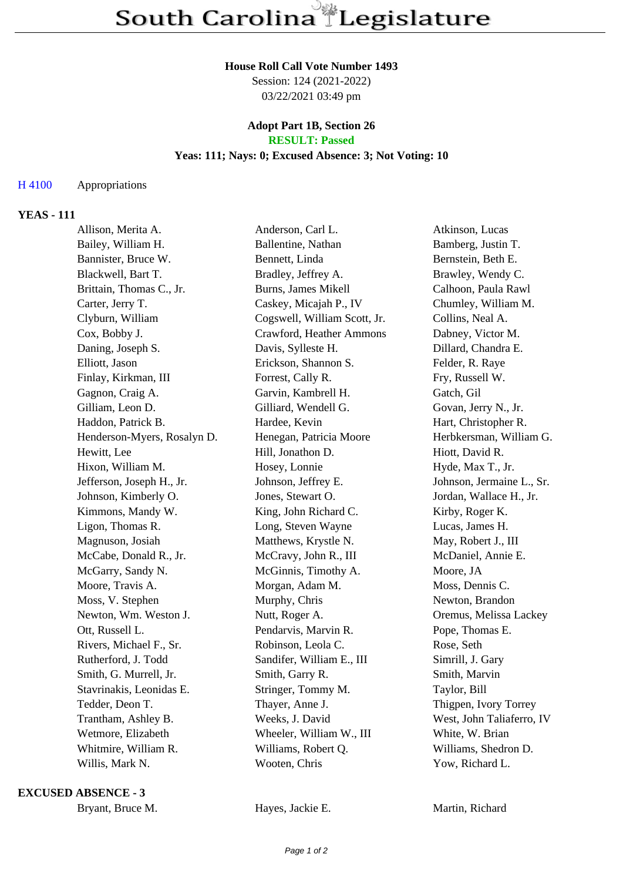# South Carolina Legislature

**House Roll Call Vote Number 1493**
Session: 124 (2021-2022)
03/22/2021 03:49 pm

**Adopt Part 1B, Section 26**
**RESULT: Passed**
**Yeas: 111; Nays: 0; Excused Absence: 3; Not Voting: 10**

H 4100 Appropriations

## YEAS - 111

| | | |
|---|---|---|
| Allison, Merita A. | Anderson, Carl L. | Atkinson, Lucas |
| Bailey, William H. | Ballentine, Nathan | Bamberg, Justin T. |
| Bannister, Bruce W. | Bennett, Linda | Bernstein, Beth E. |
| Blackwell, Bart T. | Bradley, Jeffrey A. | Brawley, Wendy C. |
| Brittain, Thomas C., Jr. | Burns, James Mikell | Calhoon, Paula Rawl |
| Carter, Jerry T. | Caskey, Micajah P., IV | Chumley, William M. |
| Clyburn, William | Cogswell, William Scott, Jr. | Collins, Neal A. |
| Cox, Bobby J. | Crawford, Heather Ammons | Dabney, Victor M. |
| Daning, Joseph S. | Davis, Sylleste H. | Dillard, Chandra E. |
| Elliott, Jason | Erickson, Shannon S. | Felder, R. Raye |
| Finlay, Kirkman, III | Forrest, Cally R. | Fry, Russell W. |
| Gagnon, Craig A. | Garvin, Kambrell H. | Gatch, Gil |
| Gilliam, Leon D. | Gilliard, Wendell G. | Govan, Jerry N., Jr. |
| Haddon, Patrick B. | Hardee, Kevin | Hart, Christopher R. |
| Henderson-Myers, Rosalyn D. | Henegan, Patricia Moore | Herbkersman, William G. |
| Hewitt, Lee | Hill, Jonathon D. | Hiott, David R. |
| Hixon, William M. | Hosey, Lonnie | Hyde, Max T., Jr. |
| Jefferson, Joseph H., Jr. | Johnson, Jeffrey E. | Johnson, Jermaine L., Sr. |
| Johnson, Kimberly O. | Jones, Stewart O. | Jordan, Wallace H., Jr. |
| Kimmons, Mandy W. | King, John Richard C. | Kirby, Roger K. |
| Ligon, Thomas R. | Long, Steven Wayne | Lucas, James H. |
| Magnuson, Josiah | Matthews, Krystle N. | May, Robert J., III |
| McCabe, Donald R., Jr. | McCravy, John R., III | McDaniel, Annie E. |
| McGarry, Sandy N. | McGinnis, Timothy A. | Moore, JA |
| Moore, Travis A. | Morgan, Adam M. | Moss, Dennis C. |
| Moss, V. Stephen | Murphy, Chris | Newton, Brandon |
| Newton, Wm. Weston J. | Nutt, Roger A. | Oremus, Melissa Lackey |
| Ott, Russell L. | Pendarvis, Marvin R. | Pope, Thomas E. |
| Rivers, Michael F., Sr. | Robinson, Leola C. | Rose, Seth |
| Rutherford, J. Todd | Sandifer, William E., III | Simrill, J. Gary |
| Smith, G. Murrell, Jr. | Smith, Garry R. | Smith, Marvin |
| Stavrinakis, Leonidas E. | Stringer, Tommy M. | Taylor, Bill |
| Tedder, Deon T. | Thayer, Anne J. | Thigpen, Ivory Torrey |
| Trantham, Ashley B. | Weeks, J. David | West, John Taliaferro, IV |
| Wetmore, Elizabeth | Wheeler, William W., III | White, W. Brian |
| Whitmire, William R. | Williams, Robert Q. | Williams, Shedron D. |
| Willis, Mark N. | Wooten, Chris | Yow, Richard L. |

## EXCUSED ABSENCE - 3

| | | |
|---|---|---|
| Bryant, Bruce M. | Hayes, Jackie E. | Martin, Richard |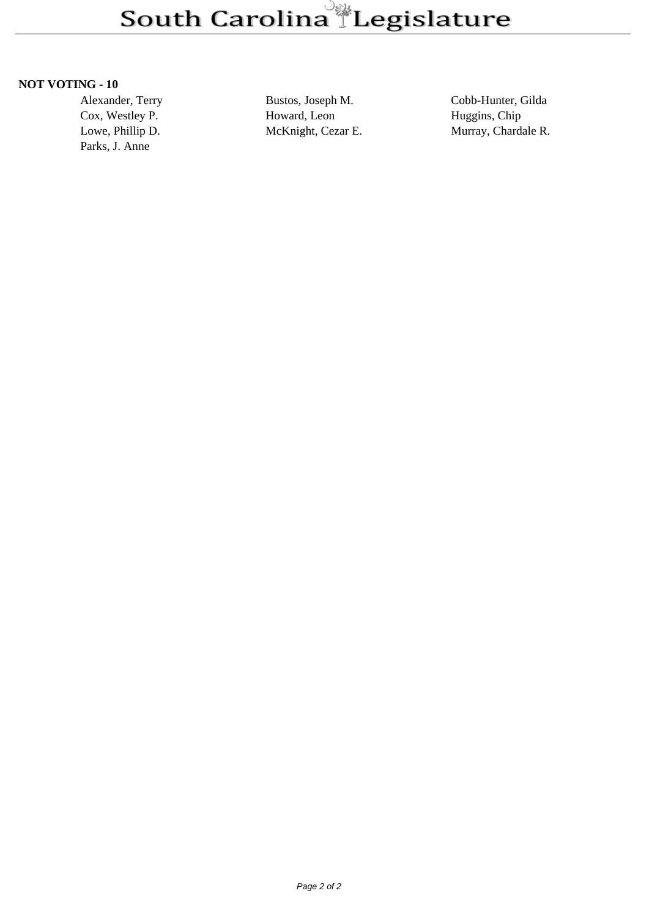**NOT VOTING - 10**

| | | |
|---|---|---|
| Alexander, Terry | Bustos, Joseph M. | Cobb-Hunter, Gilda |
| Cox, Westley P. | Howard, Leon | Huggins, Chip |
| Lowe, Phillip D. | McKnight, Cezar E. | Murray, Chardale R. |
| Parks, J. Anne | | |